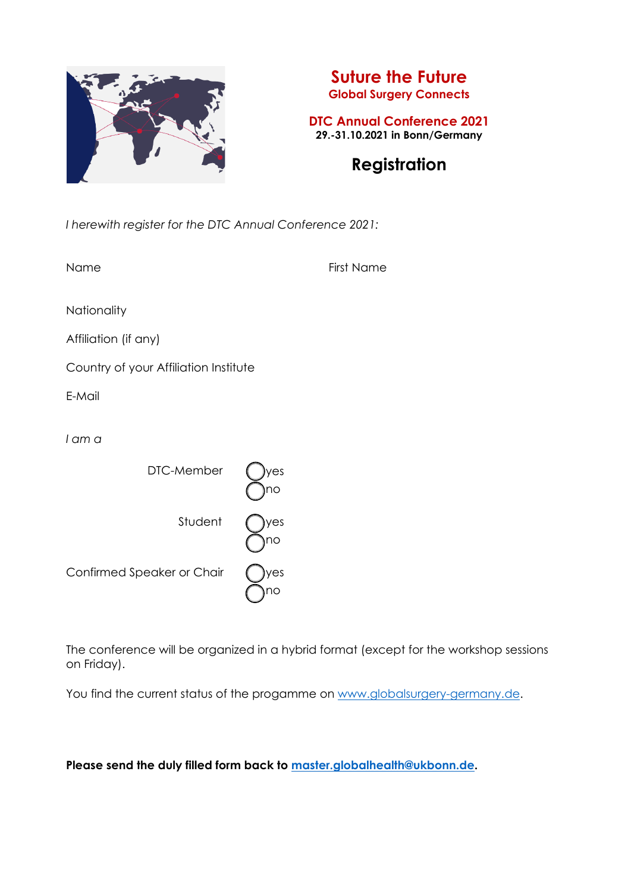# Suture the Future

## Global Surgery Connects

## DTC Annual Conference 2021

**29.-31.10.2021 in Bonn/Germany**

# Registration

*I herewith register for the DTC Annual Conference 2021:*

Name

First Name

Nationality

Affiliation (if any)

Country of your Affiliation Institute

E-Mail

*I am a*

DTC-Member
- ◯ yes
- ◯ no

Student
- ◯ yes
- ◯ no

Confirmed Speaker or Chair
- ◯ yes
- ◯ no

The conference will be organized in a hybrid format (except for the workshop sessions on Friday).

You find the current status of the progamme on [www.globalsurgery-germany.de](www.globalsurgery-germany.de).

**Please send the duly filled form back to [master.globalhealth@ukbonn.de](mailto:master.globalhealth@ukbonn.de).**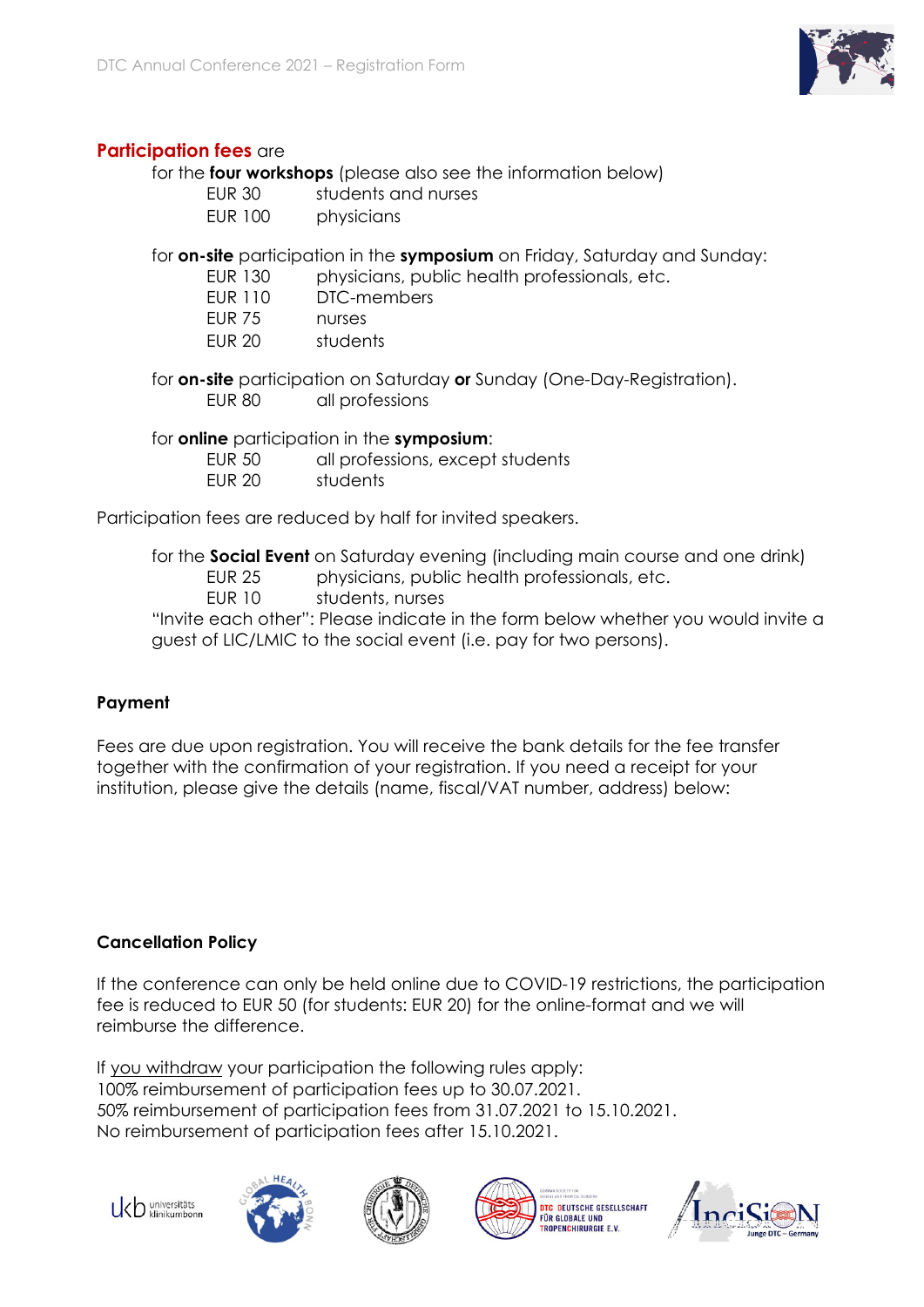**Participation fees** are

for the **four workshops** (please also see the information below)

| | |
|---|---|
| EUR 30 | students and nurses |
| EUR 100 | physicians |

for **on-site** participation in the **symposium** on Friday, Saturday and Sunday:

| | |
|---|---|
| EUR 130 | physicians, public health professionals, etc. |
| EUR 110 | DTC-members |
| EUR 75 | nurses |
| EUR 20 | students |

for **on-site** participation on Saturday **or** Sunday (One-Day-Registration).

| | |
|---|---|
| EUR 80 | all professions |

for **online** participation in the **symposium**:

| | |
|---|---|
| EUR 50 | all professions, except students |
| EUR 20 | students |

Participation fees are reduced by half for invited speakers.

for the **Social Event** on Saturday evening (including main course and one drink)

| | |
|---|---|
| EUR 25 | physicians, public health professionals, etc. |
| EUR 10 | students, nurses |

"Invite each other": Please indicate in the form below whether you would invite a guest of LIC/LMIC to the social event (i.e. pay for two persons).

**Payment**

Fees are due upon registration. You will receive the bank details for the fee transfer together with the confirmation of your registration. If you need a receipt for your institution, please give the details (name, fiscal/VAT number, address) below:

**Cancellation Policy**

If the conference can only be held online due to COVID-19 restrictions, the participation fee is reduced to EUR 50 (for students: EUR 20) for the online-format and we will reimburse the difference.

If you withdraw your participation the following rules apply:
100% reimbursement of participation fees up to 30.07.2021.
50% reimbursement of participation fees from 31.07.2021 to 15.10.2021.
No reimbursement of participation fees after 15.10.2021.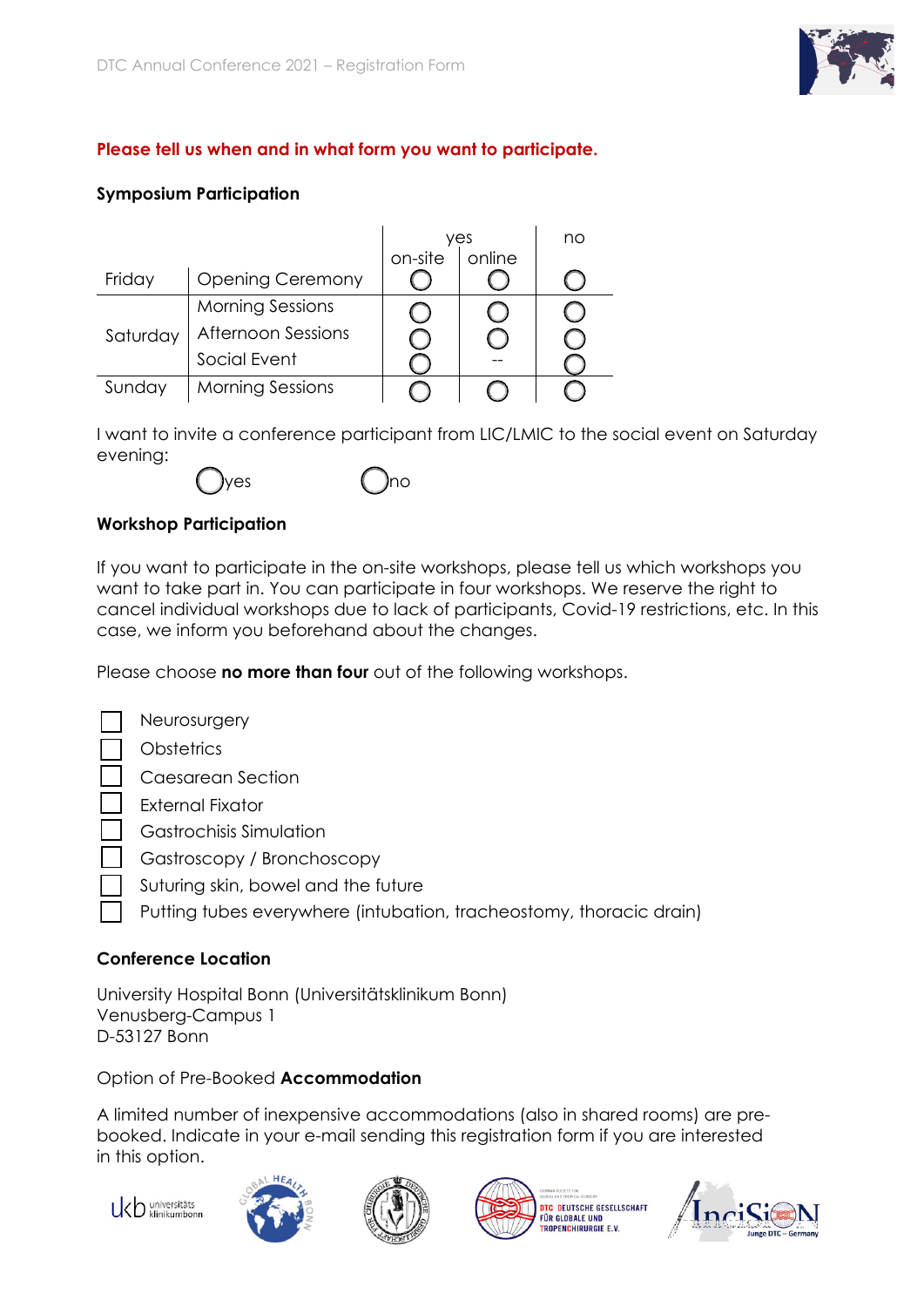**Please tell us when and in what form you want to participate.**

**Symposium Participation**

| | | yes | | no |
|---|---|---|---|---|
| | | on-site | online | |
| Friday | Opening Ceremony | ○ | ○ | ○ |
| Saturday | Morning Sessions | ○ | ○ | ○ |
| | Afternoon Sessions | ○ | ○ | ○ |
| | Social Event | ○ | -- | ○ |
| Sunday | Morning Sessions | ○ | ○ | ○ |

I want to invite a conference participant from LIC/LMIC to the social event on Saturday evening:

○ yes ○ no

**Workshop Participation**

If you want to participate in the on-site workshops, please tell us which workshops you want to take part in. You can participate in four workshops. We reserve the right to cancel individual workshops due to lack of participants, Covid-19 restrictions, etc. In this case, we inform you beforehand about the changes.

Please choose **no more than four** out of the following workshops.

- [ ] Neurosurgery
- [ ] Obstetrics
- [ ] Caesarean Section
- [ ] External Fixator
- [ ] Gastrochisis Simulation
- [ ] Gastroscopy / Bronchoscopy
- [ ] Suturing skin, bowel and the future
- [ ] Putting tubes everywhere (intubation, tracheostomy, thoracic drain)

**Conference Location**

University Hospital Bonn (Universitätsklinikum Bonn)
Venusberg-Campus 1
D-53127 Bonn

Option of Pre-Booked **Accommodation**

A limited number of inexpensive accommodations (also in shared rooms) are pre-booked. Indicate in your e-mail sending this registration form if you are interested in this option.